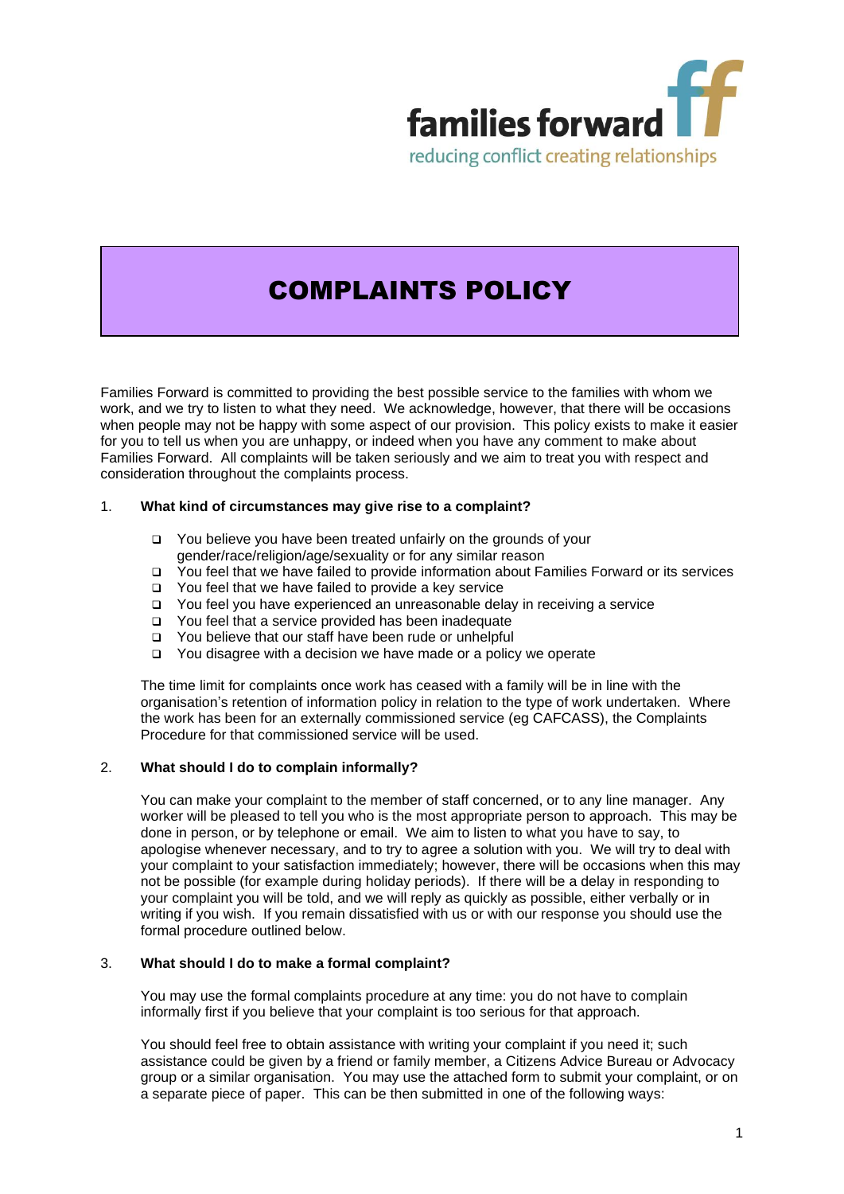families forward

reducing conflict creating relationships

# COMPLAINTS POLICY

Families Forward is committed to providing the best possible service to the families with whom we work, and we try to listen to what they need. We acknowledge, however, that there will be occasions when people may not be happy with some aspect of our provision. This policy exists to make it easier for you to tell us when you are unhappy, or indeed when you have any comment to make about Families Forward. All complaints will be taken seriously and we aim to treat you with respect and consideration throughout the complaints process.

## 1. What kind of circumstances may give rise to a complaint?

- You believe you have been treated unfairly on the grounds of your gender/race/religion/age/sexuality or for any similar reason
- You feel that we have failed to provide information about Families Forward or its services
- You feel that we have failed to provide a key service
- You feel you have experienced an unreasonable delay in receiving a service
- You feel that a service provided has been inadequate
- You believe that our staff have been rude or unhelpful
- You disagree with a decision we have made or a policy we operate

The time limit for complaints once work has ceased with a family will be in line with the organisation's retention of information policy in relation to the type of work undertaken. Where the work has been for an externally commissioned service (eg CAFCASS), the Complaints Procedure for that commissioned service will be used.

## 2. What should I do to complain informally?

You can make your complaint to the member of staff concerned, or to any line manager. Any worker will be pleased to tell you who is the most appropriate person to approach. This may be done in person, or by telephone or email. We aim to listen to what you have to say, to apologise whenever necessary, and to try to agree a solution with you. We will try to deal with your complaint to your satisfaction immediately; however, there will be occasions when this may not be possible (for example during holiday periods). If there will be a delay in responding to your complaint you will be told, and we will reply as quickly as possible, either verbally or in writing if you wish. If you remain dissatisfied with us or with our response you should use the formal procedure outlined below.

## 3. What should I do to make a formal complaint?

You may use the formal complaints procedure at any time: you do not have to complain informally first if you believe that your complaint is too serious for that approach.

You should feel free to obtain assistance with writing your complaint if you need it; such assistance could be given by a friend or family member, a Citizens Advice Bureau or Advocacy group or a similar organisation. You may use the attached form to submit your complaint, or on a separate piece of paper. This can be then submitted in one of the following ways: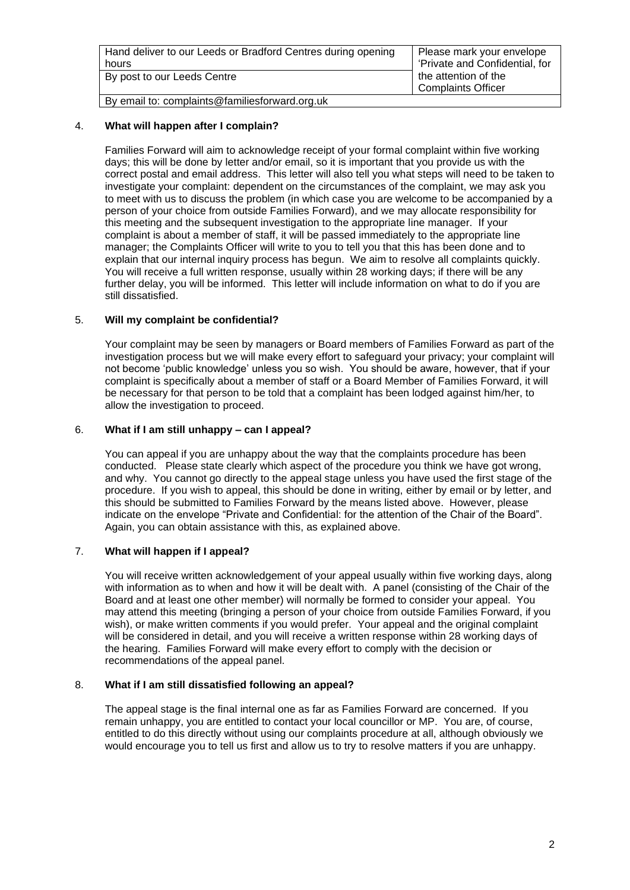| | |
|---|---|
| Hand deliver to our Leeds or Bradford Centres during opening hours | Please mark your envelope 'Private and Confidential, for the attention of the Complaints Officer |
| By post to our Leeds Centre | |
| By email to: complaints@familiesforward.org.uk | |

4. **What will happen after I complain?**

   Families Forward will aim to acknowledge receipt of your formal complaint within five working days; this will be done by letter and/or email, so it is important that you provide us with the correct postal and email address. This letter will also tell you what steps will need to be taken to investigate your complaint: dependent on the circumstances of the complaint, we may ask you to meet with us to discuss the problem (in which case you are welcome to be accompanied by a person of your choice from outside Families Forward), and we may allocate responsibility for this meeting and the subsequent investigation to the appropriate line manager. If your complaint is about a member of staff, it will be passed immediately to the appropriate line manager; the Complaints Officer will write to you to tell you that this has been done and to explain that our internal inquiry process has begun. We aim to resolve all complaints quickly. You will receive a full written response, usually within 28 working days; if there will be any further delay, you will be informed. This letter will include information on what to do if you are still dissatisfied.

5. **Will my complaint be confidential?**

   Your complaint may be seen by managers or Board members of Families Forward as part of the investigation process but we will make every effort to safeguard your privacy; your complaint will not become 'public knowledge' unless you so wish. You should be aware, however, that if your complaint is specifically about a member of staff or a Board Member of Families Forward, it will be necessary for that person to be told that a complaint has been lodged against him/her, to allow the investigation to proceed.

6. **What if I am still unhappy – can I appeal?**

   You can appeal if you are unhappy about the way that the complaints procedure has been conducted. Please state clearly which aspect of the procedure you think we have got wrong, and why. You cannot go directly to the appeal stage unless you have used the first stage of the procedure. If you wish to appeal, this should be done in writing, either by email or by letter, and this should be submitted to Families Forward by the means listed above. However, please indicate on the envelope "Private and Confidential: for the attention of the Chair of the Board". Again, you can obtain assistance with this, as explained above.

7. **What will happen if I appeal?**

   You will receive written acknowledgement of your appeal usually within five working days, along with information as to when and how it will be dealt with. A panel (consisting of the Chair of the Board and at least one other member) will normally be formed to consider your appeal. You may attend this meeting (bringing a person of your choice from outside Families Forward, if you wish), or make written comments if you would prefer. Your appeal and the original complaint will be considered in detail, and you will receive a written response within 28 working days of the hearing. Families Forward will make every effort to comply with the decision or recommendations of the appeal panel.

8. **What if I am still dissatisfied following an appeal?**

   The appeal stage is the final internal one as far as Families Forward are concerned. If you remain unhappy, you are entitled to contact your local councillor or MP. You are, of course, entitled to do this directly without using our complaints procedure at all, although obviously we would encourage you to tell us first and allow us to try to resolve matters if you are unhappy.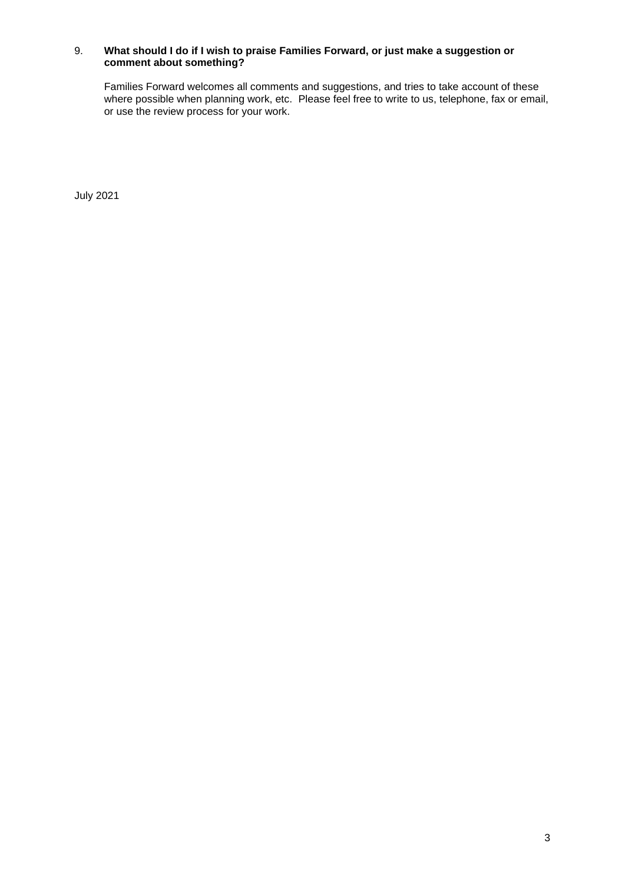9. **What should I do if I wish to praise Families Forward, or just make a suggestion or comment about something?**

   Families Forward welcomes all comments and suggestions, and tries to take account of these where possible when planning work, etc. Please feel free to write to us, telephone, fax or email, or use the review process for your work.

July 2021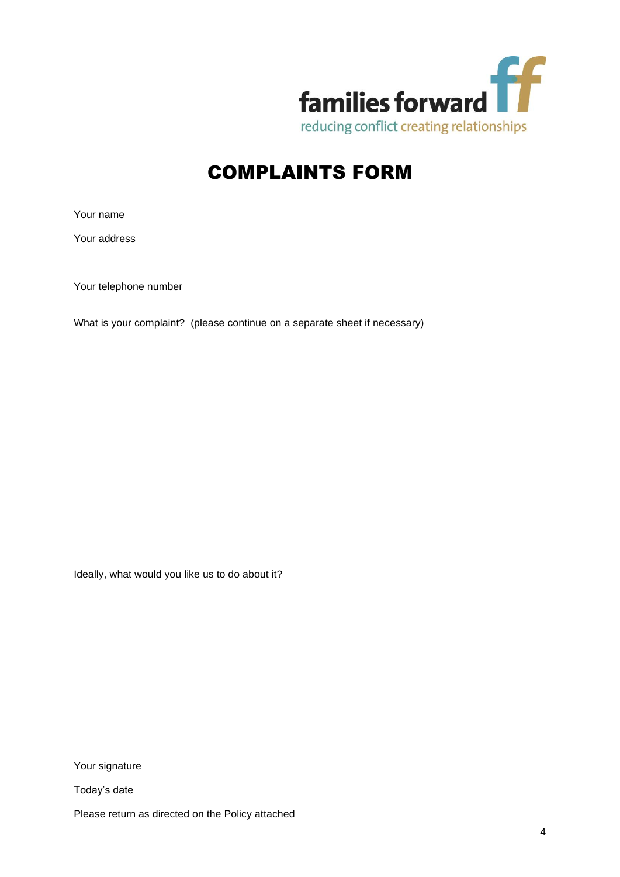families forward
reducing conflict creating relationships

# COMPLAINTS FORM

Your name

Your address

Your telephone number

What is your complaint? (please continue on a separate sheet if necessary)

Ideally, what would you like us to do about it?

Your signature

Today's date

Please return as directed on the Policy attached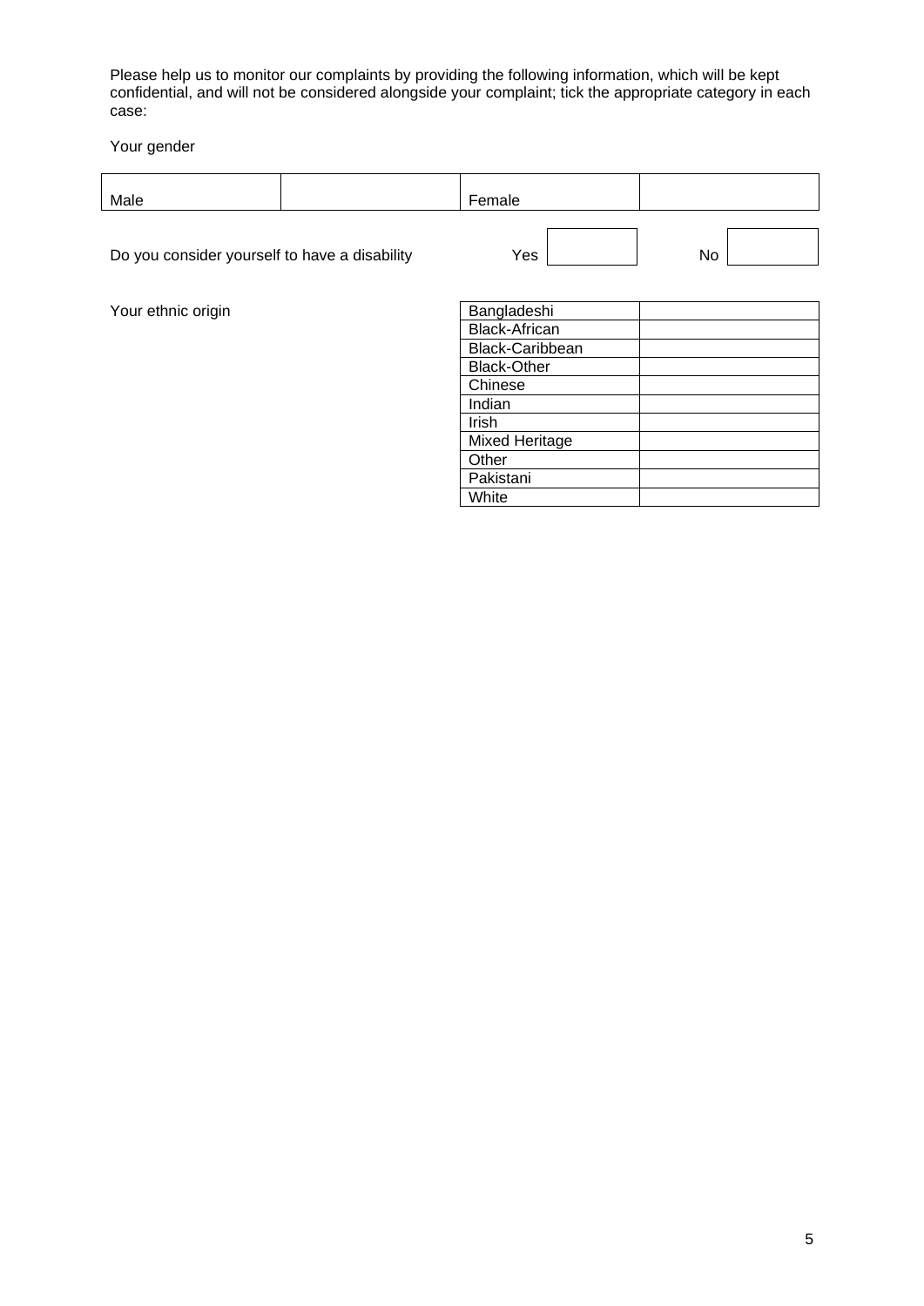Please help us to monitor our complaints by providing the following information, which will be kept confidential, and will not be considered alongside your complaint; tick the appropriate category in each case:

Your gender

| | | | |
|---|---|---|---|
| Male | | Female | |

Do you consider yourself to have a disability Yes ☐ No ☐

Your ethnic origin

| | |
|---|---|
| Bangladeshi | |
| Black-African | |
| Black-Caribbean | |
| Black-Other | |
| Chinese | |
| Indian | |
| Irish | |
| Mixed Heritage | |
| Other | |
| Pakistani | |
| White | |